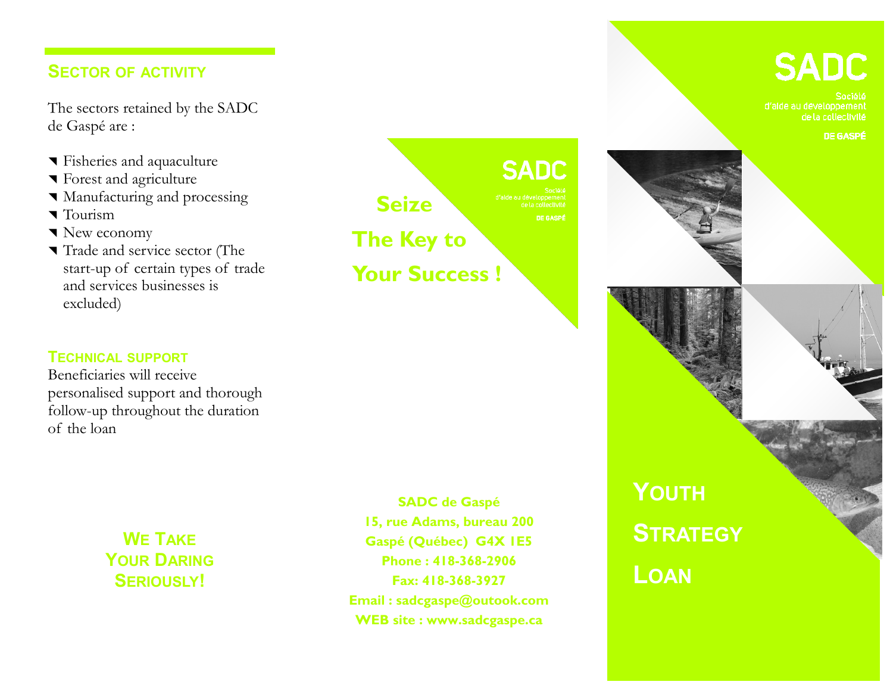## Sector of activity

The sectors retained by the SADC de Gaspé are :

- Fisheries and aquaculture
- Forest and agriculture
- Manufacturing and processing
- Tourism
- New economy
- Trade and service sector (The start-up of certain types of trade and services businesses is excluded)

## Technical support

Beneficiaries will receive personalised support and thorough follow-up throughout the duration of the loan

**We Take Your Daring Seriously!**

**Seize The Key to Your Success !**

SADC
Société d'aide au développement de la collectivité
DE GASPÉ

**SADC de Gaspé**
**15, rue Adams, bureau 200**
**Gaspé (Québec) G4X 1E5**
**Phone : 418-368-2906**
**Fax: 418-368-3927**
**Email : sadcgaspe@outook.com**
**WEB site : www.sadcgaspe.ca**

SADC
Société d'aide au développement de la collectivité
DE GASPÉ

# Youth Strategy Loan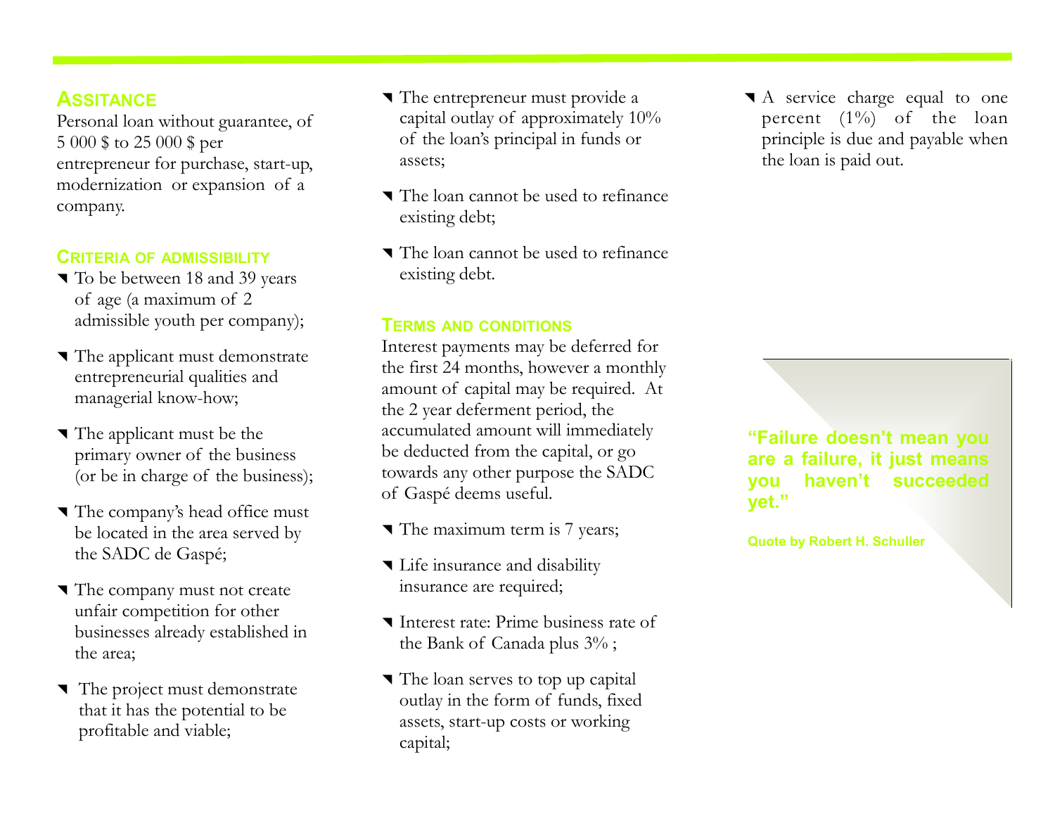## Assistance

Personal loan without guarantee, of 5 000 $ to 25 000 $ per entrepreneur for purchase, start-up, modernization or expansion of a company.

### Criteria of admissibility

- To be between 18 and 39 years of age (a maximum of 2 admissible youth per company);
- The applicant must demonstrate entrepreneurial qualities and managerial know-how;
- The applicant must be the primary owner of the business (or be in charge of the business);
- The company's head office must be located in the area served by the SADC de Gaspé;
- The company must not create unfair competition for other businesses already established in the area;
- The project must demonstrate that it has the potential to be profitable and viable;
- The entrepreneur must provide a capital outlay of approximately 10% of the loan's principal in funds or assets;
- The loan cannot be used to refinance existing debt;
- The loan cannot be used to refinance existing debt.

### Terms and conditions

Interest payments may be deferred for the first 24 months, however a monthly amount of capital may be required. At the 2 year deferment period, the accumulated amount will immediately be deducted from the capital, or go towards any other purpose the SADC of Gaspé deems useful.

- The maximum term is 7 years;
- Life insurance and disability insurance are required;
- Interest rate: Prime business rate of the Bank of Canada plus 3% ;
- The loan serves to top up capital outlay in the form of funds, fixed assets, start-up costs or working capital;
- A service charge equal to one percent (1%) of the loan principle is due and payable when the loan is paid out.

**"Failure doesn't mean you are a failure, it just means you haven't succeeded yet."**

**Quote by Robert H. Schuller**